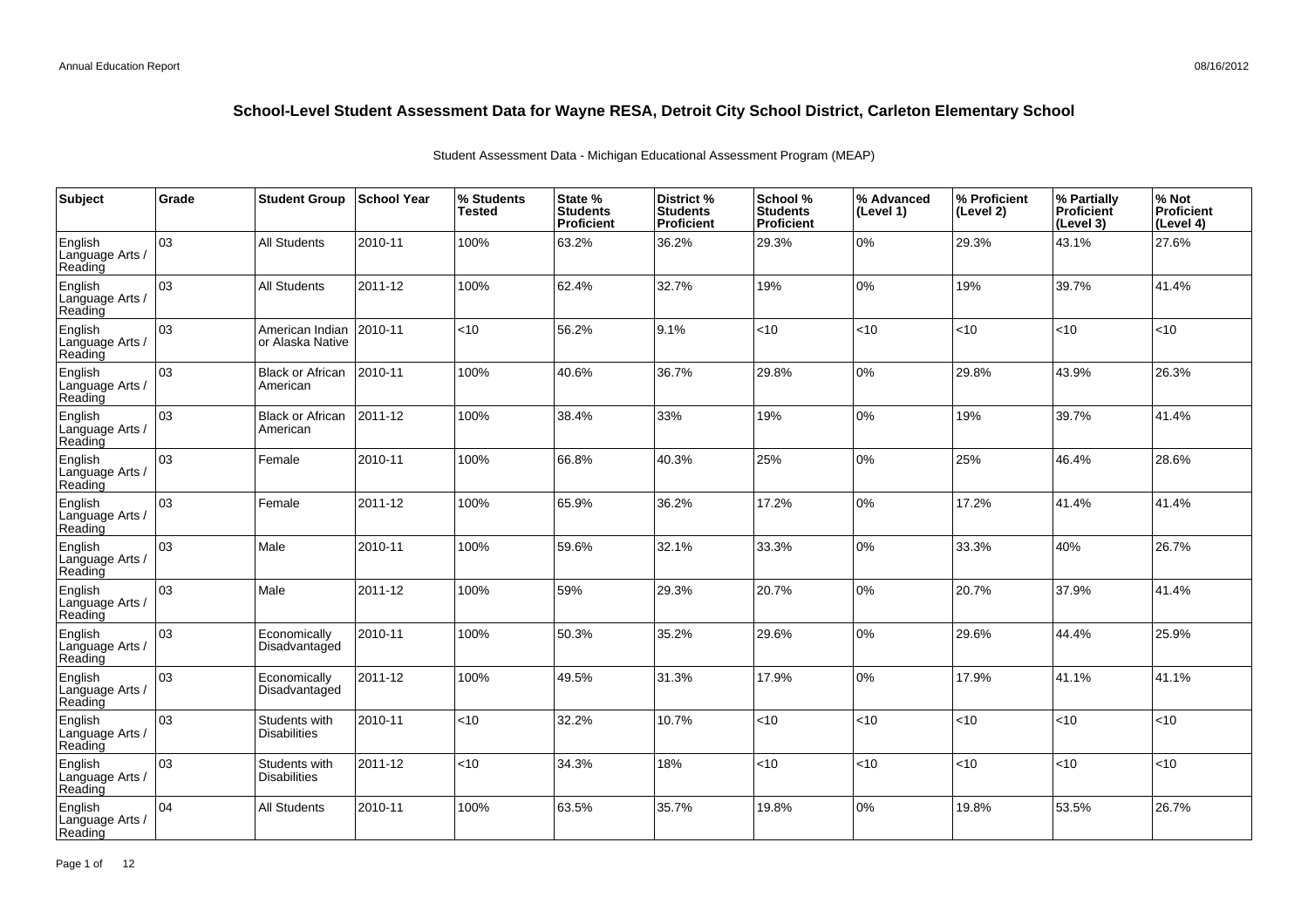# School-Level Student Assessment Data for Wayne RESA, Detroit City School District, Carleton Elementary School

Student Assessment Data - Michigan Educational Assessment Program (MEAP)

| Subject | Grade | Student Group | School Year | % Students Tested | State % Students Proficient | District % Students Proficient | School % Students Proficient | % Advanced (Level 1) | % Proficient (Level 2) | % Partially Proficient (Level 3) | % Not Proficient (Level 4) |
|---|---|---|---|---|---|---|---|---|---|---|---|
| English Language Arts / Reading | 03 | All Students | 2010-11 | 100% | 63.2% | 36.2% | 29.3% | 0% | 29.3% | 43.1% | 27.6% |
| English Language Arts / Reading | 03 | All Students | 2011-12 | 100% | 62.4% | 32.7% | 19% | 0% | 19% | 39.7% | 41.4% |
| English Language Arts / Reading | 03 | American Indian or Alaska Native | 2010-11 | <10 | 56.2% | 9.1% | <10 | <10 | <10 | <10 | <10 |
| English Language Arts / Reading | 03 | Black or African American | 2010-11 | 100% | 40.6% | 36.7% | 29.8% | 0% | 29.8% | 43.9% | 26.3% |
| English Language Arts / Reading | 03 | Black or African American | 2011-12 | 100% | 38.4% | 33% | 19% | 0% | 19% | 39.7% | 41.4% |
| English Language Arts / Reading | 03 | Female | 2010-11 | 100% | 66.8% | 40.3% | 25% | 0% | 25% | 46.4% | 28.6% |
| English Language Arts / Reading | 03 | Female | 2011-12 | 100% | 65.9% | 36.2% | 17.2% | 0% | 17.2% | 41.4% | 41.4% |
| English Language Arts / Reading | 03 | Male | 2010-11 | 100% | 59.6% | 32.1% | 33.3% | 0% | 33.3% | 40% | 26.7% |
| English Language Arts / Reading | 03 | Male | 2011-12 | 100% | 59% | 29.3% | 20.7% | 0% | 20.7% | 37.9% | 41.4% |
| English Language Arts / Reading | 03 | Economically Disadvantaged | 2010-11 | 100% | 50.3% | 35.2% | 29.6% | 0% | 29.6% | 44.4% | 25.9% |
| English Language Arts / Reading | 03 | Economically Disadvantaged | 2011-12 | 100% | 49.5% | 31.3% | 17.9% | 0% | 17.9% | 41.1% | 41.1% |
| English Language Arts / Reading | 03 | Students with Disabilities | 2010-11 | <10 | 32.2% | 10.7% | <10 | <10 | <10 | <10 | <10 |
| English Language Arts / Reading | 03 | Students with Disabilities | 2011-12 | <10 | 34.3% | 18% | <10 | <10 | <10 | <10 | <10 |
| English Language Arts / Reading | 04 | All Students | 2010-11 | 100% | 63.5% | 35.7% | 19.8% | 0% | 19.8% | 53.5% | 26.7% |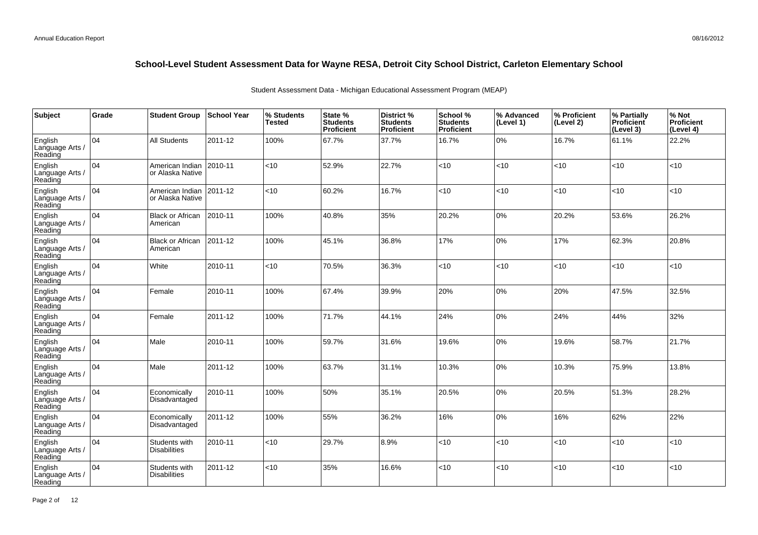## School-Level Student Assessment Data for Wayne RESA, Detroit City School District, Carleton Elementary School

Student Assessment Data - Michigan Educational Assessment Program (MEAP)

| Subject | Grade | Student Group | School Year | % Students Tested | State % Students Proficient | District % Students Proficient | School % Students Proficient | % Advanced (Level 1) | % Proficient (Level 2) | % Partially Proficient (Level 3) | % Not Proficient (Level 4) |
|---|---|---|---|---|---|---|---|---|---|---|---|
| English Language Arts / Reading | 04 | All Students | 2011-12 | 100% | 67.7% | 37.7% | 16.7% | 0% | 16.7% | 61.1% | 22.2% |
| English Language Arts / Reading | 04 | American Indian or Alaska Native | 2010-11 | <10 | 52.9% | 22.7% | <10 | <10 | <10 | <10 | <10 |
| English Language Arts / Reading | 04 | American Indian or Alaska Native | 2011-12 | <10 | 60.2% | 16.7% | <10 | <10 | <10 | <10 | <10 |
| English Language Arts / Reading | 04 | Black or African American | 2010-11 | 100% | 40.8% | 35% | 20.2% | 0% | 20.2% | 53.6% | 26.2% |
| English Language Arts / Reading | 04 | Black or African American | 2011-12 | 100% | 45.1% | 36.8% | 17% | 0% | 17% | 62.3% | 20.8% |
| English Language Arts / Reading | 04 | White | 2010-11 | <10 | 70.5% | 36.3% | <10 | <10 | <10 | <10 | <10 |
| English Language Arts / Reading | 04 | Female | 2010-11 | 100% | 67.4% | 39.9% | 20% | 0% | 20% | 47.5% | 32.5% |
| English Language Arts / Reading | 04 | Female | 2011-12 | 100% | 71.7% | 44.1% | 24% | 0% | 24% | 44% | 32% |
| English Language Arts / Reading | 04 | Male | 2010-11 | 100% | 59.7% | 31.6% | 19.6% | 0% | 19.6% | 58.7% | 21.7% |
| English Language Arts / Reading | 04 | Male | 2011-12 | 100% | 63.7% | 31.1% | 10.3% | 0% | 10.3% | 75.9% | 13.8% |
| English Language Arts / Reading | 04 | Economically Disadvantaged | 2010-11 | 100% | 50% | 35.1% | 20.5% | 0% | 20.5% | 51.3% | 28.2% |
| English Language Arts / Reading | 04 | Economically Disadvantaged | 2011-12 | 100% | 55% | 36.2% | 16% | 0% | 16% | 62% | 22% |
| English Language Arts / Reading | 04 | Students with Disabilities | 2010-11 | <10 | 29.7% | 8.9% | <10 | <10 | <10 | <10 | <10 |
| English Language Arts / Reading | 04 | Students with Disabilities | 2011-12 | <10 | 35% | 16.6% | <10 | <10 | <10 | <10 | <10 |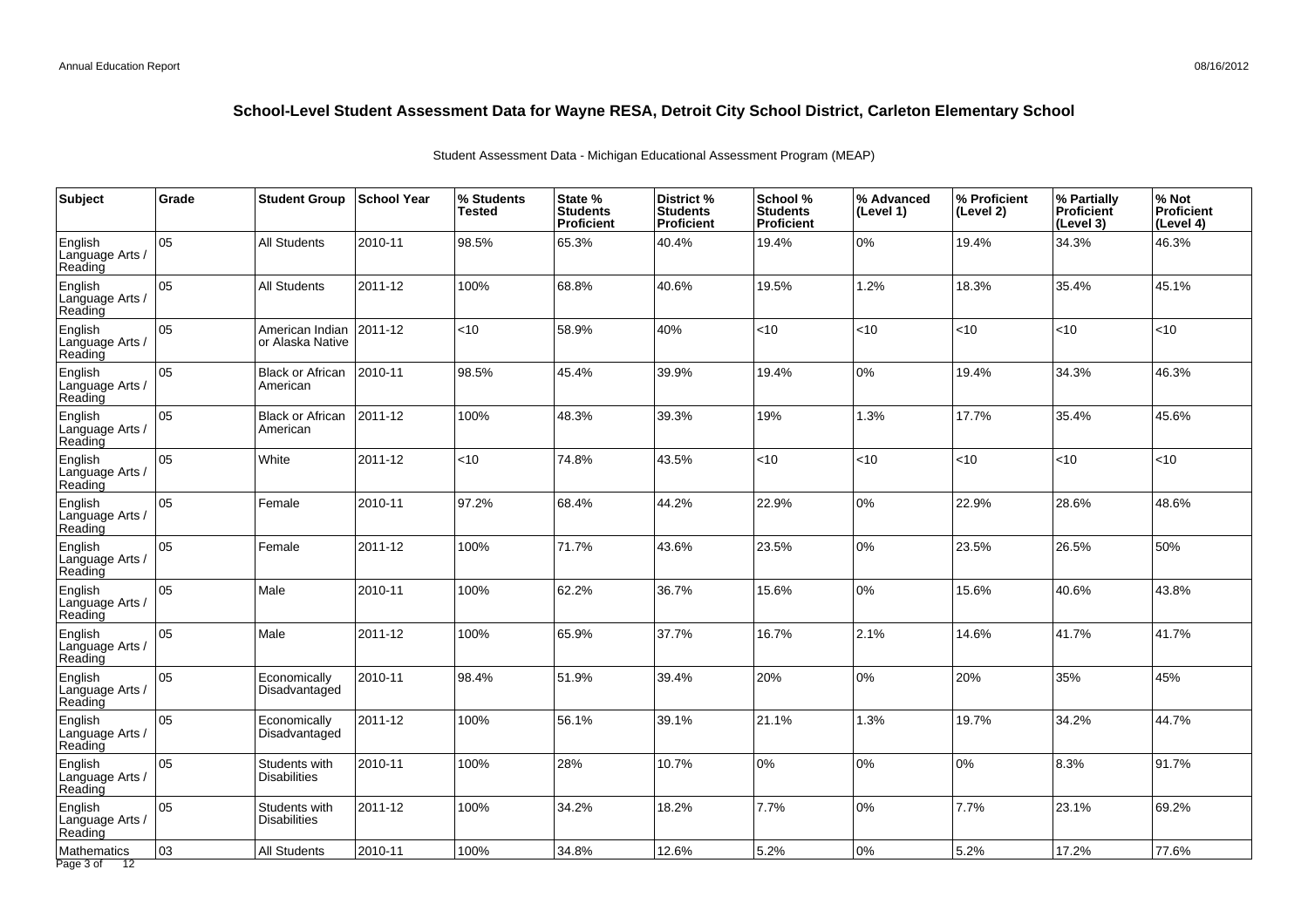## School-Level Student Assessment Data for Wayne RESA, Detroit City School District, Carleton Elementary School

Student Assessment Data - Michigan Educational Assessment Program (MEAP)

| Subject | Grade | Student Group | School Year | % Students Tested | State % Students Proficient | District % Students Proficient | School % Students Proficient | % Advanced (Level 1) | % Proficient (Level 2) | % Partially Proficient (Level 3) | % Not Proficient (Level 4) |
|---|---|---|---|---|---|---|---|---|---|---|---|
| English Language Arts / Reading | 05 | All Students | 2010-11 | 98.5% | 65.3% | 40.4% | 19.4% | 0% | 19.4% | 34.3% | 46.3% |
| English Language Arts / Reading | 05 | All Students | 2011-12 | 100% | 68.8% | 40.6% | 19.5% | 1.2% | 18.3% | 35.4% | 45.1% |
| English Language Arts / Reading | 05 | American Indian or Alaska Native | 2011-12 | <10 | 58.9% | 40% | <10 | <10 | <10 | <10 | <10 |
| English Language Arts / Reading | 05 | Black or African American | 2010-11 | 98.5% | 45.4% | 39.9% | 19.4% | 0% | 19.4% | 34.3% | 46.3% |
| English Language Arts / Reading | 05 | Black or African American | 2011-12 | 100% | 48.3% | 39.3% | 19% | 1.3% | 17.7% | 35.4% | 45.6% |
| English Language Arts / Reading | 05 | White | 2011-12 | <10 | 74.8% | 43.5% | <10 | <10 | <10 | <10 | <10 |
| English Language Arts / Reading | 05 | Female | 2010-11 | 97.2% | 68.4% | 44.2% | 22.9% | 0% | 22.9% | 28.6% | 48.6% |
| English Language Arts / Reading | 05 | Female | 2011-12 | 100% | 71.7% | 43.6% | 23.5% | 0% | 23.5% | 26.5% | 50% |
| English Language Arts / Reading | 05 | Male | 2010-11 | 100% | 62.2% | 36.7% | 15.6% | 0% | 15.6% | 40.6% | 43.8% |
| English Language Arts / Reading | 05 | Male | 2011-12 | 100% | 65.9% | 37.7% | 16.7% | 2.1% | 14.6% | 41.7% | 41.7% |
| English Language Arts / Reading | 05 | Economically Disadvantaged | 2010-11 | 98.4% | 51.9% | 39.4% | 20% | 0% | 20% | 35% | 45% |
| English Language Arts / Reading | 05 | Economically Disadvantaged | 2011-12 | 100% | 56.1% | 39.1% | 21.1% | 1.3% | 19.7% | 34.2% | 44.7% |
| English Language Arts / Reading | 05 | Students with Disabilities | 2010-11 | 100% | 28% | 10.7% | 0% | 0% | 0% | 8.3% | 91.7% |
| English Language Arts / Reading | 05 | Students with Disabilities | 2011-12 | 100% | 34.2% | 18.2% | 7.7% | 0% | 7.7% | 23.1% | 69.2% |
| Mathematics | 03 | All Students | 2010-11 | 100% | 34.8% | 12.6% | 5.2% | 0% | 5.2% | 17.2% | 77.6% |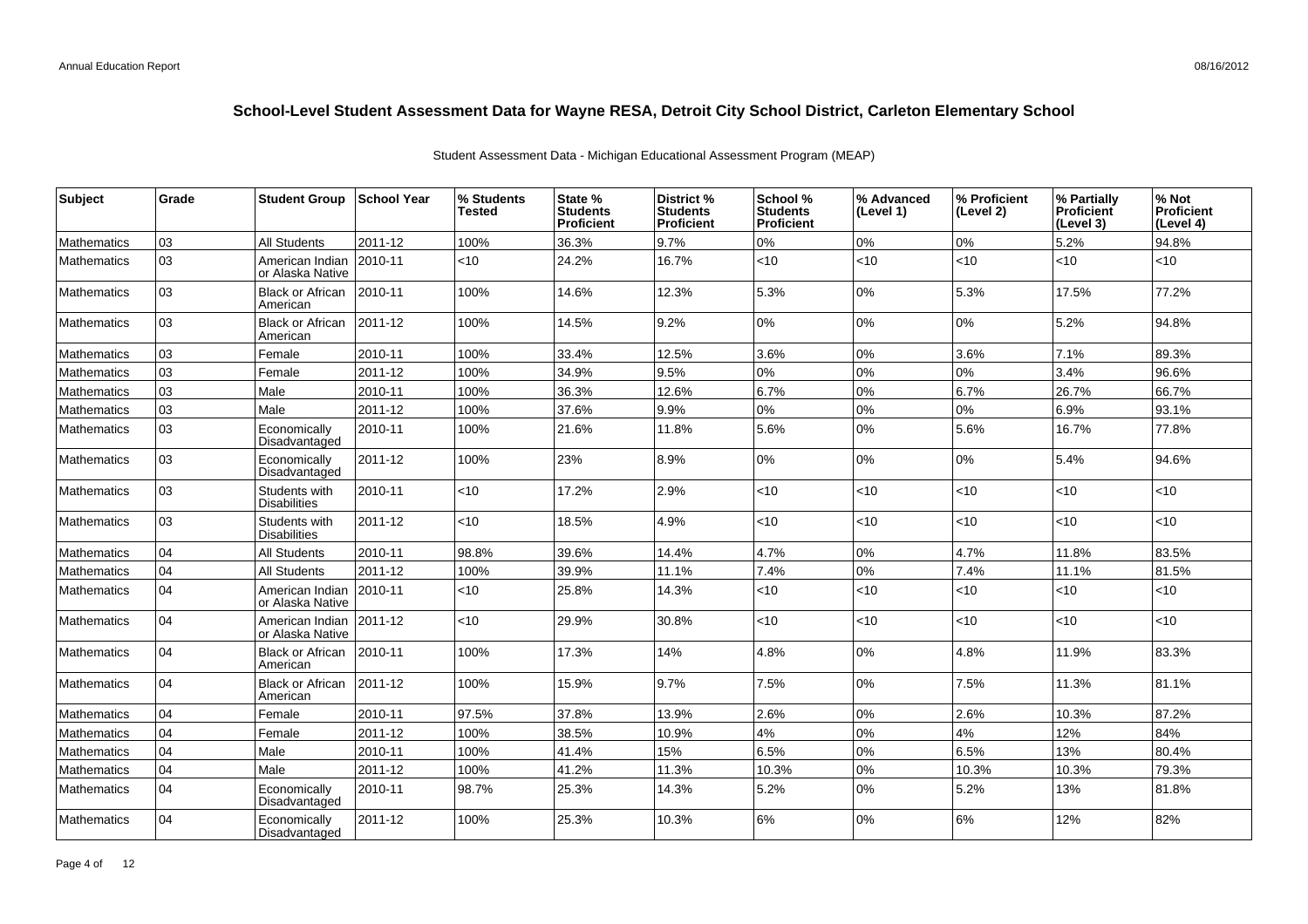# School-Level Student Assessment Data for Wayne RESA, Detroit City School District, Carleton Elementary School

Student Assessment Data - Michigan Educational Assessment Program (MEAP)

| Subject | Grade | Student Group | School Year | % Students Tested | State % Students Proficient | District % Students Proficient | School % Students Proficient | % Advanced (Level 1) | % Proficient (Level 2) | % Partially Proficient (Level 3) | % Not Proficient (Level 4) |
|---|---|---|---|---|---|---|---|---|---|---|---|
| Mathematics | 03 | All Students | 2011-12 | 100% | 36.3% | 9.7% | 0% | 0% | 0% | 5.2% | 94.8% |
| Mathematics | 03 | American Indian or Alaska Native | 2010-11 | <10 | 24.2% | 16.7% | <10 | <10 | <10 | <10 | <10 |
| Mathematics | 03 | Black or African American | 2010-11 | 100% | 14.6% | 12.3% | 5.3% | 0% | 5.3% | 17.5% | 77.2% |
| Mathematics | 03 | Black or African American | 2011-12 | 100% | 14.5% | 9.2% | 0% | 0% | 0% | 5.2% | 94.8% |
| Mathematics | 03 | Female | 2010-11 | 100% | 33.4% | 12.5% | 3.6% | 0% | 3.6% | 7.1% | 89.3% |
| Mathematics | 03 | Female | 2011-12 | 100% | 34.9% | 9.5% | 0% | 0% | 0% | 3.4% | 96.6% |
| Mathematics | 03 | Male | 2010-11 | 100% | 36.3% | 12.6% | 6.7% | 0% | 6.7% | 26.7% | 66.7% |
| Mathematics | 03 | Male | 2011-12 | 100% | 37.6% | 9.9% | 0% | 0% | 0% | 6.9% | 93.1% |
| Mathematics | 03 | Economically Disadvantaged | 2010-11 | 100% | 21.6% | 11.8% | 5.6% | 0% | 5.6% | 16.7% | 77.8% |
| Mathematics | 03 | Economically Disadvantaged | 2011-12 | 100% | 23% | 8.9% | 0% | 0% | 0% | 5.4% | 94.6% |
| Mathematics | 03 | Students with Disabilities | 2010-11 | <10 | 17.2% | 2.9% | <10 | <10 | <10 | <10 | <10 |
| Mathematics | 03 | Students with Disabilities | 2011-12 | <10 | 18.5% | 4.9% | <10 | <10 | <10 | <10 | <10 |
| Mathematics | 04 | All Students | 2010-11 | 98.8% | 39.6% | 14.4% | 4.7% | 0% | 4.7% | 11.8% | 83.5% |
| Mathematics | 04 | All Students | 2011-12 | 100% | 39.9% | 11.1% | 7.4% | 0% | 7.4% | 11.1% | 81.5% |
| Mathematics | 04 | American Indian or Alaska Native | 2010-11 | <10 | 25.8% | 14.3% | <10 | <10 | <10 | <10 | <10 |
| Mathematics | 04 | American Indian or Alaska Native | 2011-12 | <10 | 29.9% | 30.8% | <10 | <10 | <10 | <10 | <10 |
| Mathematics | 04 | Black or African American | 2010-11 | 100% | 17.3% | 14% | 4.8% | 0% | 4.8% | 11.9% | 83.3% |
| Mathematics | 04 | Black or African American | 2011-12 | 100% | 15.9% | 9.7% | 7.5% | 0% | 7.5% | 11.3% | 81.1% |
| Mathematics | 04 | Female | 2010-11 | 97.5% | 37.8% | 13.9% | 2.6% | 0% | 2.6% | 10.3% | 87.2% |
| Mathematics | 04 | Female | 2011-12 | 100% | 38.5% | 10.9% | 4% | 0% | 4% | 12% | 84% |
| Mathematics | 04 | Male | 2010-11 | 100% | 41.4% | 15% | 6.5% | 0% | 6.5% | 13% | 80.4% |
| Mathematics | 04 | Male | 2011-12 | 100% | 41.2% | 11.3% | 10.3% | 0% | 10.3% | 10.3% | 79.3% |
| Mathematics | 04 | Economically Disadvantaged | 2010-11 | 98.7% | 25.3% | 14.3% | 5.2% | 0% | 5.2% | 13% | 81.8% |
| Mathematics | 04 | Economically Disadvantaged | 2011-12 | 100% | 25.3% | 10.3% | 6% | 0% | 6% | 12% | 82% |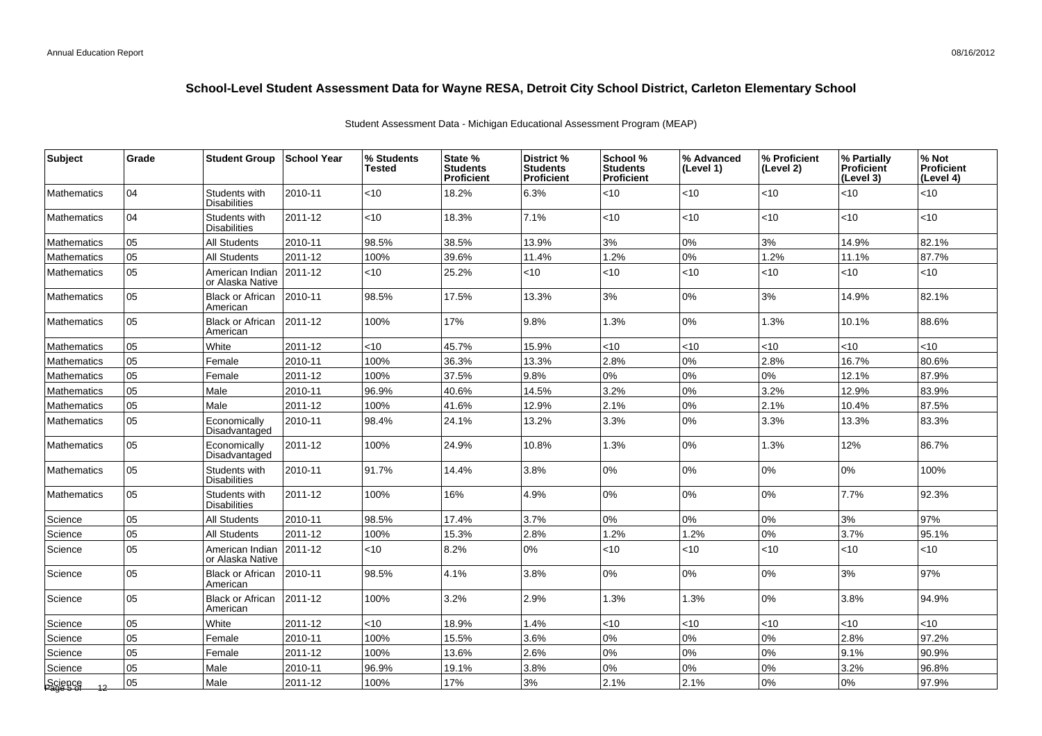## School-Level Student Assessment Data for Wayne RESA, Detroit City School District, Carleton Elementary School

Student Assessment Data - Michigan Educational Assessment Program (MEAP)

| Subject | Grade | Student Group | School Year | % Students Tested | State % Students Proficient | District % Students Proficient | School % Students Proficient | % Advanced (Level 1) | % Proficient (Level 2) | % Partially Proficient (Level 3) | % Not Proficient (Level 4) |
|---|---|---|---|---|---|---|---|---|---|---|---|
| Mathematics | 04 | Students with Disabilities | 2010-11 | <10 | 18.2% | 6.3% | <10 | <10 | <10 | <10 | <10 |
| Mathematics | 04 | Students with Disabilities | 2011-12 | <10 | 18.3% | 7.1% | <10 | <10 | <10 | <10 | <10 |
| Mathematics | 05 | All Students | 2010-11 | 98.5% | 38.5% | 13.9% | 3% | 0% | 3% | 14.9% | 82.1% |
| Mathematics | 05 | All Students | 2011-12 | 100% | 39.6% | 11.4% | 1.2% | 0% | 1.2% | 11.1% | 87.7% |
| Mathematics | 05 | American Indian or Alaska Native | 2011-12 | <10 | 25.2% | <10 | <10 | <10 | <10 | <10 | <10 |
| Mathematics | 05 | Black or African American | 2010-11 | 98.5% | 17.5% | 13.3% | 3% | 0% | 3% | 14.9% | 82.1% |
| Mathematics | 05 | Black or African American | 2011-12 | 100% | 17% | 9.8% | 1.3% | 0% | 1.3% | 10.1% | 88.6% |
| Mathematics | 05 | White | 2011-12 | <10 | 45.7% | 15.9% | <10 | <10 | <10 | <10 | <10 |
| Mathematics | 05 | Female | 2010-11 | 100% | 36.3% | 13.3% | 2.8% | 0% | 2.8% | 16.7% | 80.6% |
| Mathematics | 05 | Female | 2011-12 | 100% | 37.5% | 9.8% | 0% | 0% | 0% | 12.1% | 87.9% |
| Mathematics | 05 | Male | 2010-11 | 96.9% | 40.6% | 14.5% | 3.2% | 0% | 3.2% | 12.9% | 83.9% |
| Mathematics | 05 | Male | 2011-12 | 100% | 41.6% | 12.9% | 2.1% | 0% | 2.1% | 10.4% | 87.5% |
| Mathematics | 05 | Economically Disadvantaged | 2010-11 | 98.4% | 24.1% | 13.2% | 3.3% | 0% | 3.3% | 13.3% | 83.3% |
| Mathematics | 05 | Economically Disadvantaged | 2011-12 | 100% | 24.9% | 10.8% | 1.3% | 0% | 1.3% | 12% | 86.7% |
| Mathematics | 05 | Students with Disabilities | 2010-11 | 91.7% | 14.4% | 3.8% | 0% | 0% | 0% | 0% | 100% |
| Mathematics | 05 | Students with Disabilities | 2011-12 | 100% | 16% | 4.9% | 0% | 0% | 0% | 7.7% | 92.3% |
| Science | 05 | All Students | 2010-11 | 98.5% | 17.4% | 3.7% | 0% | 0% | 0% | 3% | 97% |
| Science | 05 | All Students | 2011-12 | 100% | 15.3% | 2.8% | 1.2% | 1.2% | 0% | 3.7% | 95.1% |
| Science | 05 | American Indian or Alaska Native | 2011-12 | <10 | 8.2% | 0% | <10 | <10 | <10 | <10 | <10 |
| Science | 05 | Black or African American | 2010-11 | 98.5% | 4.1% | 3.8% | 0% | 0% | 0% | 3% | 97% |
| Science | 05 | Black or African American | 2011-12 | 100% | 3.2% | 2.9% | 1.3% | 1.3% | 0% | 3.8% | 94.9% |
| Science | 05 | White | 2011-12 | <10 | 18.9% | 1.4% | <10 | <10 | <10 | <10 | <10 |
| Science | 05 | Female | 2010-11 | 100% | 15.5% | 3.6% | 0% | 0% | 0% | 2.8% | 97.2% |
| Science | 05 | Female | 2011-12 | 100% | 13.6% | 2.6% | 0% | 0% | 0% | 9.1% | 90.9% |
| Science | 05 | Male | 2010-11 | 96.9% | 19.1% | 3.8% | 0% | 0% | 0% | 3.2% | 96.8% |
| Science | 05 | Male | 2011-12 | 100% | 17% | 3% | 2.1% | 2.1% | 0% | 0% | 97.9% |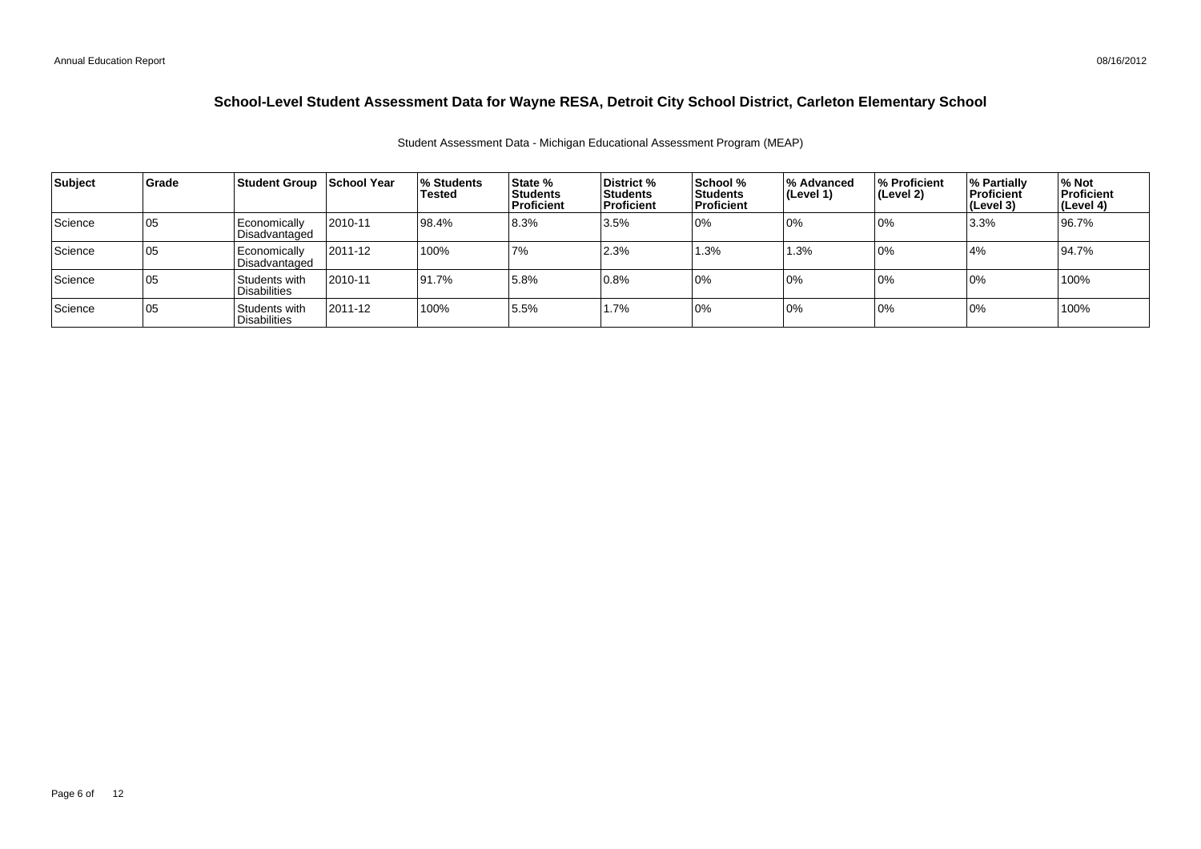# School-Level Student Assessment Data for Wayne RESA, Detroit City School District, Carleton Elementary School

Student Assessment Data - Michigan Educational Assessment Program (MEAP)

| Subject | Grade | Student Group | School Year | % Students Tested | State % Students Proficient | District % Students Proficient | School % Students Proficient | % Advanced (Level 1) | % Proficient (Level 2) | % Partially Proficient (Level 3) | % Not Proficient (Level 4) |
|---|---|---|---|---|---|---|---|---|---|---|---|
| Science | 05 | Economically Disadvantaged | 2010-11 | 98.4% | 8.3% | 3.5% | 0% | 0% | 0% | 3.3% | 96.7% |
| Science | 05 | Economically Disadvantaged | 2011-12 | 100% | 7% | 2.3% | 1.3% | 1.3% | 0% | 4% | 94.7% |
| Science | 05 | Students with Disabilities | 2010-11 | 91.7% | 5.8% | 0.8% | 0% | 0% | 0% | 0% | 100% |
| Science | 05 | Students with Disabilities | 2011-12 | 100% | 5.5% | 1.7% | 0% | 0% | 0% | 0% | 100% |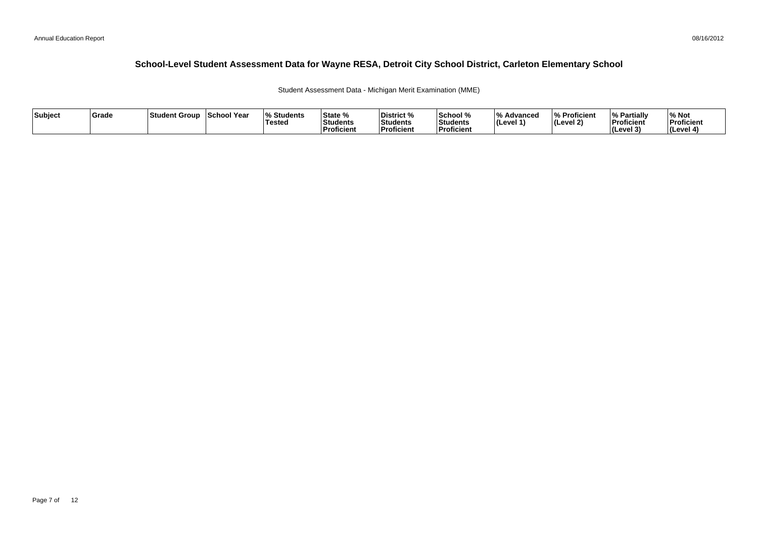## School-Level Student Assessment Data for Wayne RESA, Detroit City School District, Carleton Elementary School

Student Assessment Data - Michigan Merit Examination (MME)

| Subject | Grade | Student Group | School Year | % Students Tested | State % Students Proficient | District % Students Proficient | School % Students Proficient | % Advanced (Level 1) | % Proficient (Level 2) | % Partially Proficient (Level 3) | % Not Proficient (Level 4) |
|---|---|---|---|---|---|---|---|---|---|---|---|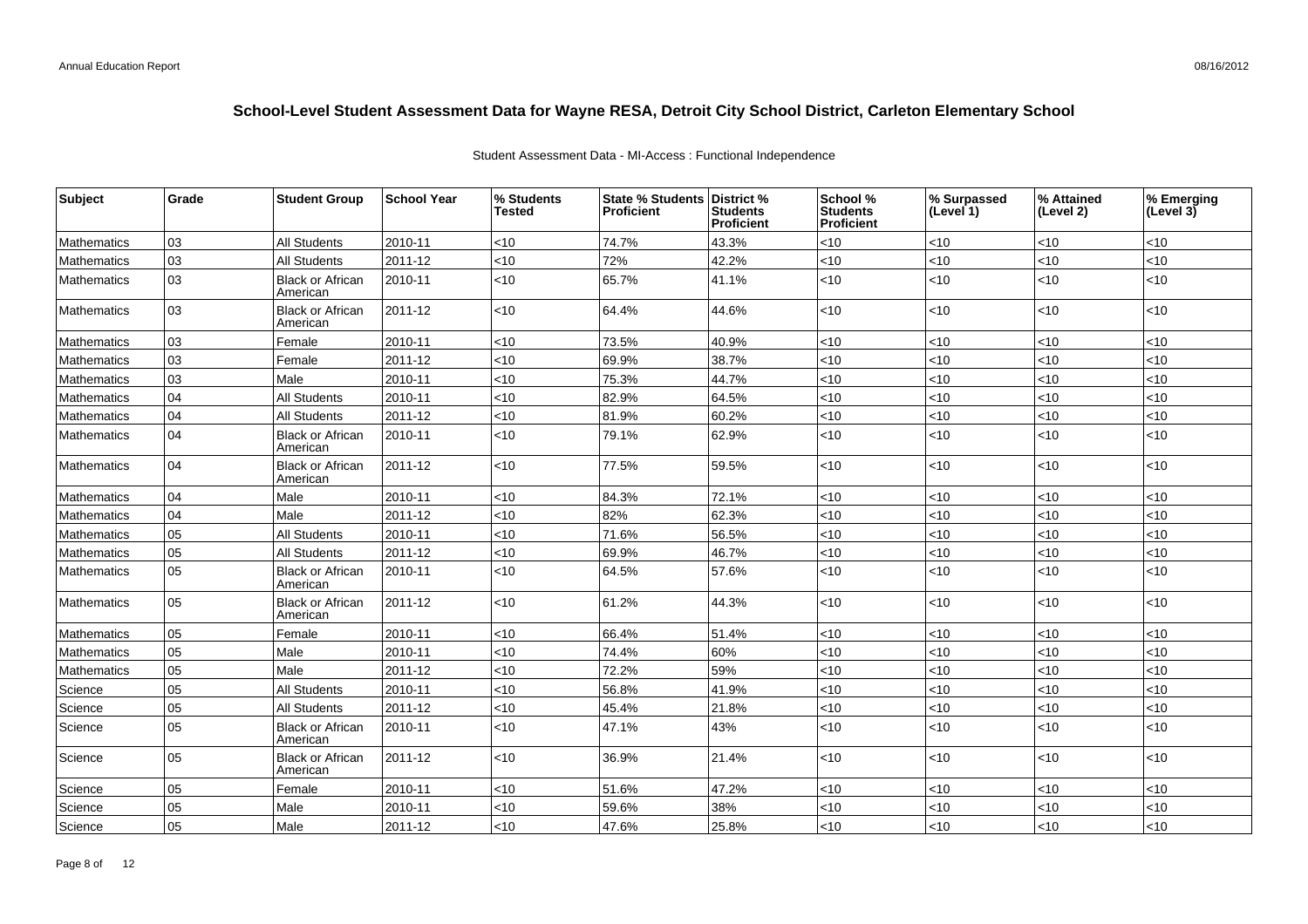# School-Level Student Assessment Data for Wayne RESA, Detroit City School District, Carleton Elementary School

Student Assessment Data - MI-Access : Functional Independence

| Subject | Grade | Student Group | School Year | % Students Tested | State % Students Proficient | District % Students Proficient | School % Students Proficient | % Surpassed (Level 1) | % Attained (Level 2) | % Emerging (Level 3) |
|---|---|---|---|---|---|---|---|---|---|---|
| Mathematics | 03 | All Students | 2010-11 | <10 | 74.7% | 43.3% | <10 | <10 | <10 | <10 |
| Mathematics | 03 | All Students | 2011-12 | <10 | 72% | 42.2% | <10 | <10 | <10 | <10 |
| Mathematics | 03 | Black or African American | 2010-11 | <10 | 65.7% | 41.1% | <10 | <10 | <10 | <10 |
| Mathematics | 03 | Black or African American | 2011-12 | <10 | 64.4% | 44.6% | <10 | <10 | <10 | <10 |
| Mathematics | 03 | Female | 2010-11 | <10 | 73.5% | 40.9% | <10 | <10 | <10 | <10 |
| Mathematics | 03 | Female | 2011-12 | <10 | 69.9% | 38.7% | <10 | <10 | <10 | <10 |
| Mathematics | 03 | Male | 2010-11 | <10 | 75.3% | 44.7% | <10 | <10 | <10 | <10 |
| Mathematics | 04 | All Students | 2010-11 | <10 | 82.9% | 64.5% | <10 | <10 | <10 | <10 |
| Mathematics | 04 | All Students | 2011-12 | <10 | 81.9% | 60.2% | <10 | <10 | <10 | <10 |
| Mathematics | 04 | Black or African American | 2010-11 | <10 | 79.1% | 62.9% | <10 | <10 | <10 | <10 |
| Mathematics | 04 | Black or African American | 2011-12 | <10 | 77.5% | 59.5% | <10 | <10 | <10 | <10 |
| Mathematics | 04 | Male | 2010-11 | <10 | 84.3% | 72.1% | <10 | <10 | <10 | <10 |
| Mathematics | 04 | Male | 2011-12 | <10 | 82% | 62.3% | <10 | <10 | <10 | <10 |
| Mathematics | 05 | All Students | 2010-11 | <10 | 71.6% | 56.5% | <10 | <10 | <10 | <10 |
| Mathematics | 05 | All Students | 2011-12 | <10 | 69.9% | 46.7% | <10 | <10 | <10 | <10 |
| Mathematics | 05 | Black or African American | 2010-11 | <10 | 64.5% | 57.6% | <10 | <10 | <10 | <10 |
| Mathematics | 05 | Black or African American | 2011-12 | <10 | 61.2% | 44.3% | <10 | <10 | <10 | <10 |
| Mathematics | 05 | Female | 2010-11 | <10 | 66.4% | 51.4% | <10 | <10 | <10 | <10 |
| Mathematics | 05 | Male | 2010-11 | <10 | 74.4% | 60% | <10 | <10 | <10 | <10 |
| Mathematics | 05 | Male | 2011-12 | <10 | 72.2% | 59% | <10 | <10 | <10 | <10 |
| Science | 05 | All Students | 2010-11 | <10 | 56.8% | 41.9% | <10 | <10 | <10 | <10 |
| Science | 05 | All Students | 2011-12 | <10 | 45.4% | 21.8% | <10 | <10 | <10 | <10 |
| Science | 05 | Black or African American | 2010-11 | <10 | 47.1% | 43% | <10 | <10 | <10 | <10 |
| Science | 05 | Black or African American | 2011-12 | <10 | 36.9% | 21.4% | <10 | <10 | <10 | <10 |
| Science | 05 | Female | 2010-11 | <10 | 51.6% | 47.2% | <10 | <10 | <10 | <10 |
| Science | 05 | Male | 2010-11 | <10 | 59.6% | 38% | <10 | <10 | <10 | <10 |
| Science | 05 | Male | 2011-12 | <10 | 47.6% | 25.8% | <10 | <10 | <10 | <10 |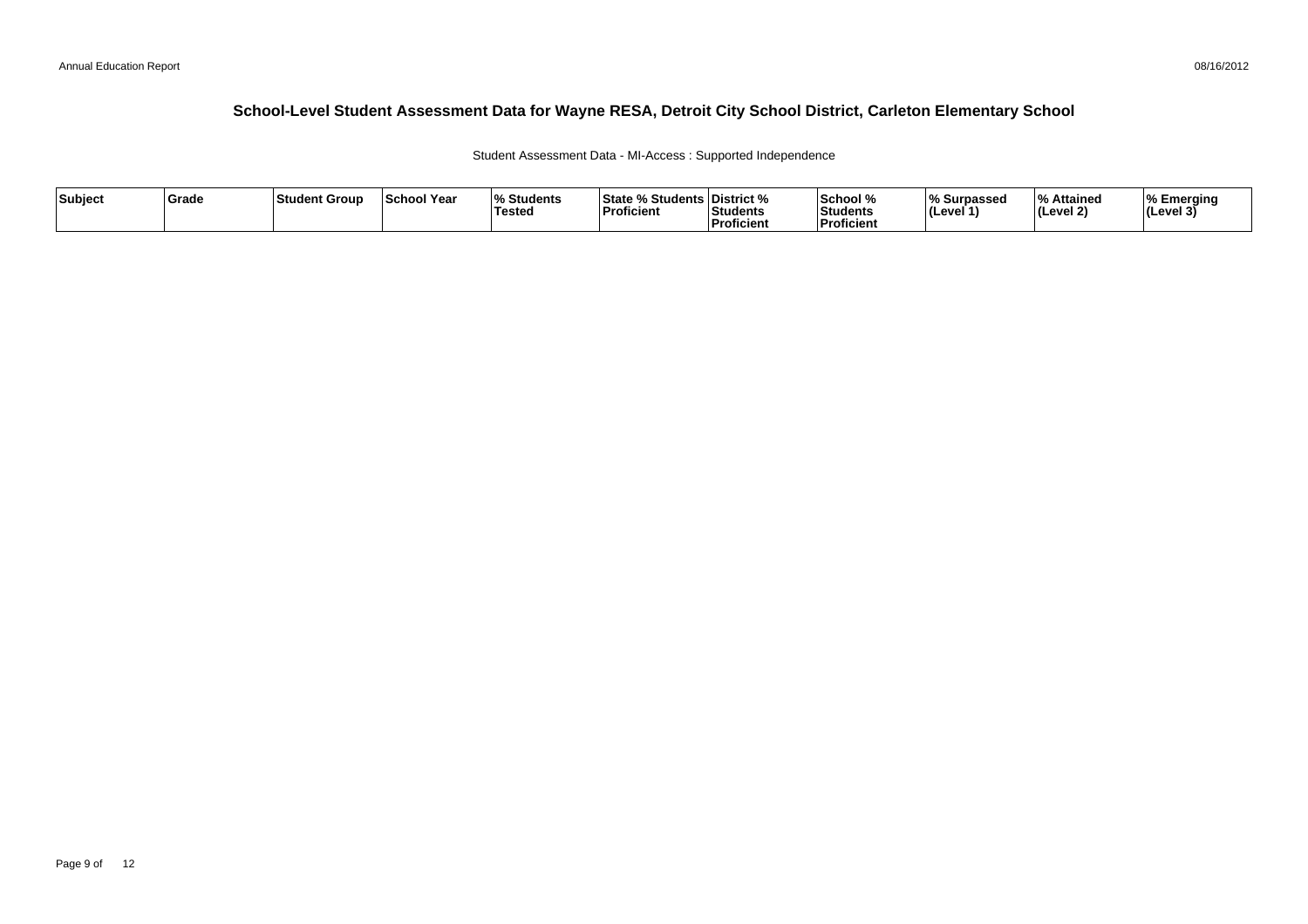# School-Level Student Assessment Data for Wayne RESA, Detroit City School District, Carleton Elementary School

Student Assessment Data - MI-Access : Supported Independence

| Subject | Grade | Student Group | School Year | % Students Tested | State % Students Proficient | District % Students Proficient | School % Students Proficient | % Surpassed (Level 1) | % Attained (Level 2) | % Emerging (Level 3) |
|---|---|---|---|---|---|---|---|---|---|---|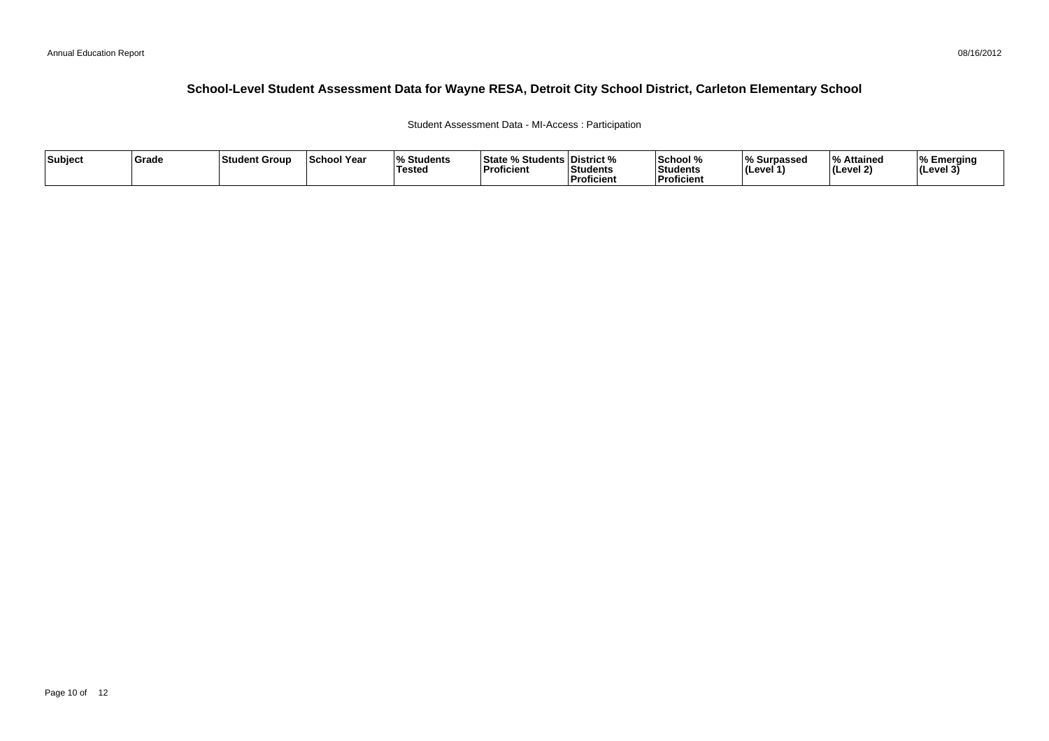# School-Level Student Assessment Data for Wayne RESA, Detroit City School District, Carleton Elementary School

Student Assessment Data - MI-Access : Participation

| Subject | Grade | Student Group | School Year | % Students Tested | State % Students Proficient | District % Students Proficient | School % Students Proficient | % Surpassed (Level 1) | % Attained (Level 2) | % Emerging (Level 3) |
|---|---|---|---|---|---|---|---|---|---|---|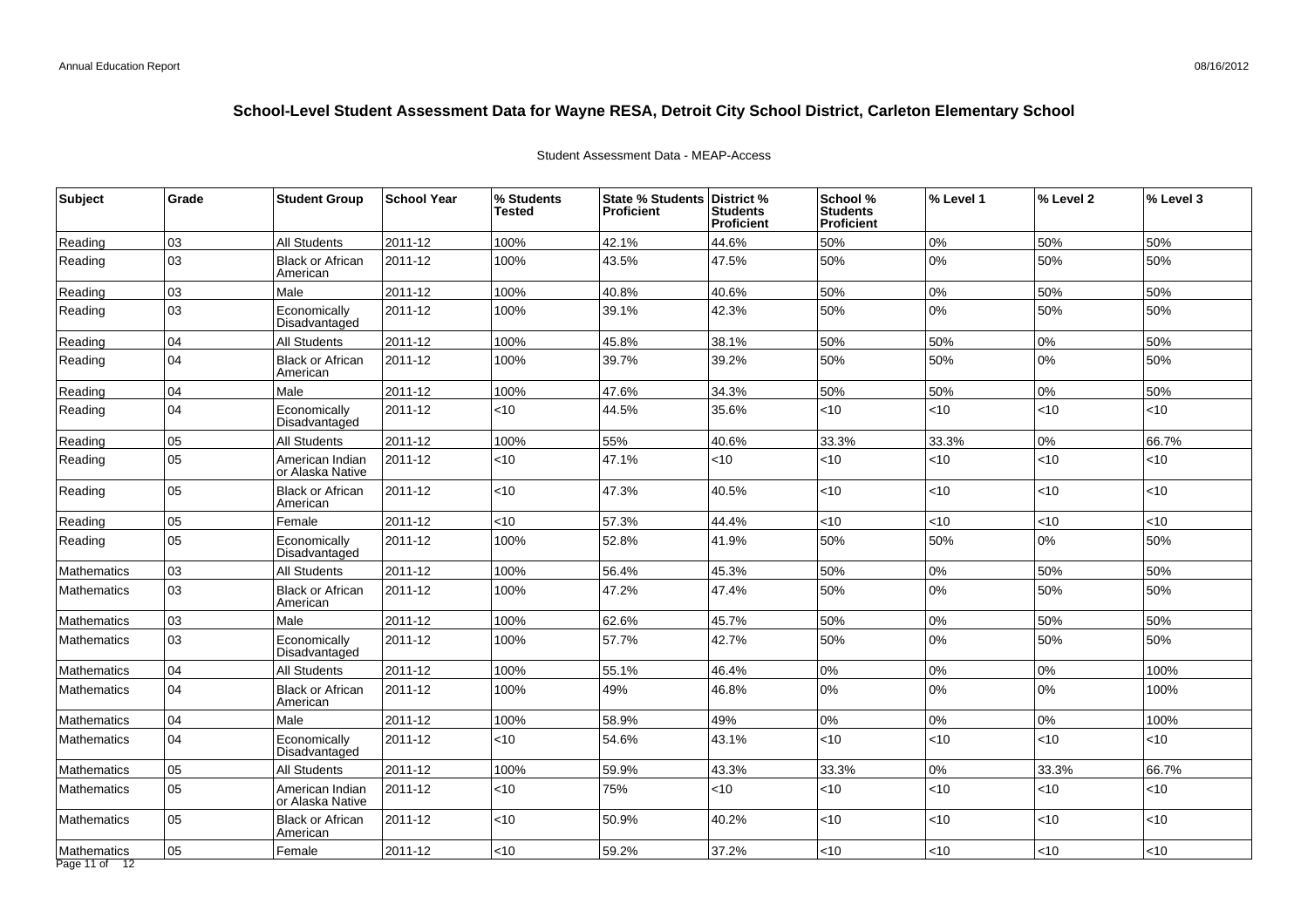## School-Level Student Assessment Data for Wayne RESA, Detroit City School District, Carleton Elementary School

Student Assessment Data - MEAP-Access

| Subject | Grade | Student Group | School Year | % Students Tested | State % Students Proficient | District % Students Proficient | School % Students Proficient | % Level 1 | % Level 2 | % Level 3 |
|---|---|---|---|---|---|---|---|---|---|---|
| Reading | 03 | All Students | 2011-12 | 100% | 42.1% | 44.6% | 50% | 0% | 50% | 50% |
| Reading | 03 | Black or African American | 2011-12 | 100% | 43.5% | 47.5% | 50% | 0% | 50% | 50% |
| Reading | 03 | Male | 2011-12 | 100% | 40.8% | 40.6% | 50% | 0% | 50% | 50% |
| Reading | 03 | Economically Disadvantaged | 2011-12 | 100% | 39.1% | 42.3% | 50% | 0% | 50% | 50% |
| Reading | 04 | All Students | 2011-12 | 100% | 45.8% | 38.1% | 50% | 50% | 0% | 50% |
| Reading | 04 | Black or African American | 2011-12 | 100% | 39.7% | 39.2% | 50% | 50% | 0% | 50% |
| Reading | 04 | Male | 2011-12 | 100% | 47.6% | 34.3% | 50% | 50% | 0% | 50% |
| Reading | 04 | Economically Disadvantaged | 2011-12 | <10 | 44.5% | 35.6% | <10 | <10 | <10 | <10 |
| Reading | 05 | All Students | 2011-12 | 100% | 55% | 40.6% | 33.3% | 33.3% | 0% | 66.7% |
| Reading | 05 | American Indian or Alaska Native | 2011-12 | <10 | 47.1% | <10 | <10 | <10 | <10 | <10 |
| Reading | 05 | Black or African American | 2011-12 | <10 | 47.3% | 40.5% | <10 | <10 | <10 | <10 |
| Reading | 05 | Female | 2011-12 | <10 | 57.3% | 44.4% | <10 | <10 | <10 | <10 |
| Reading | 05 | Economically Disadvantaged | 2011-12 | 100% | 52.8% | 41.9% | 50% | 50% | 0% | 50% |
| Mathematics | 03 | All Students | 2011-12 | 100% | 56.4% | 45.3% | 50% | 0% | 50% | 50% |
| Mathematics | 03 | Black or African American | 2011-12 | 100% | 47.2% | 47.4% | 50% | 0% | 50% | 50% |
| Mathematics | 03 | Male | 2011-12 | 100% | 62.6% | 45.7% | 50% | 0% | 50% | 50% |
| Mathematics | 03 | Economically Disadvantaged | 2011-12 | 100% | 57.7% | 42.7% | 50% | 0% | 50% | 50% |
| Mathematics | 04 | All Students | 2011-12 | 100% | 55.1% | 46.4% | 0% | 0% | 0% | 100% |
| Mathematics | 04 | Black or African American | 2011-12 | 100% | 49% | 46.8% | 0% | 0% | 0% | 100% |
| Mathematics | 04 | Male | 2011-12 | 100% | 58.9% | 49% | 0% | 0% | 0% | 100% |
| Mathematics | 04 | Economically Disadvantaged | 2011-12 | <10 | 54.6% | 43.1% | <10 | <10 | <10 | <10 |
| Mathematics | 05 | All Students | 2011-12 | 100% | 59.9% | 43.3% | 33.3% | 0% | 33.3% | 66.7% |
| Mathematics | 05 | American Indian or Alaska Native | 2011-12 | <10 | 75% | <10 | <10 | <10 | <10 | <10 |
| Mathematics | 05 | Black or African American | 2011-12 | <10 | 50.9% | 40.2% | <10 | <10 | <10 | <10 |
| Mathematics | 05 | Female | 2011-12 | <10 | 59.2% | 37.2% | <10 | <10 | <10 | <10 |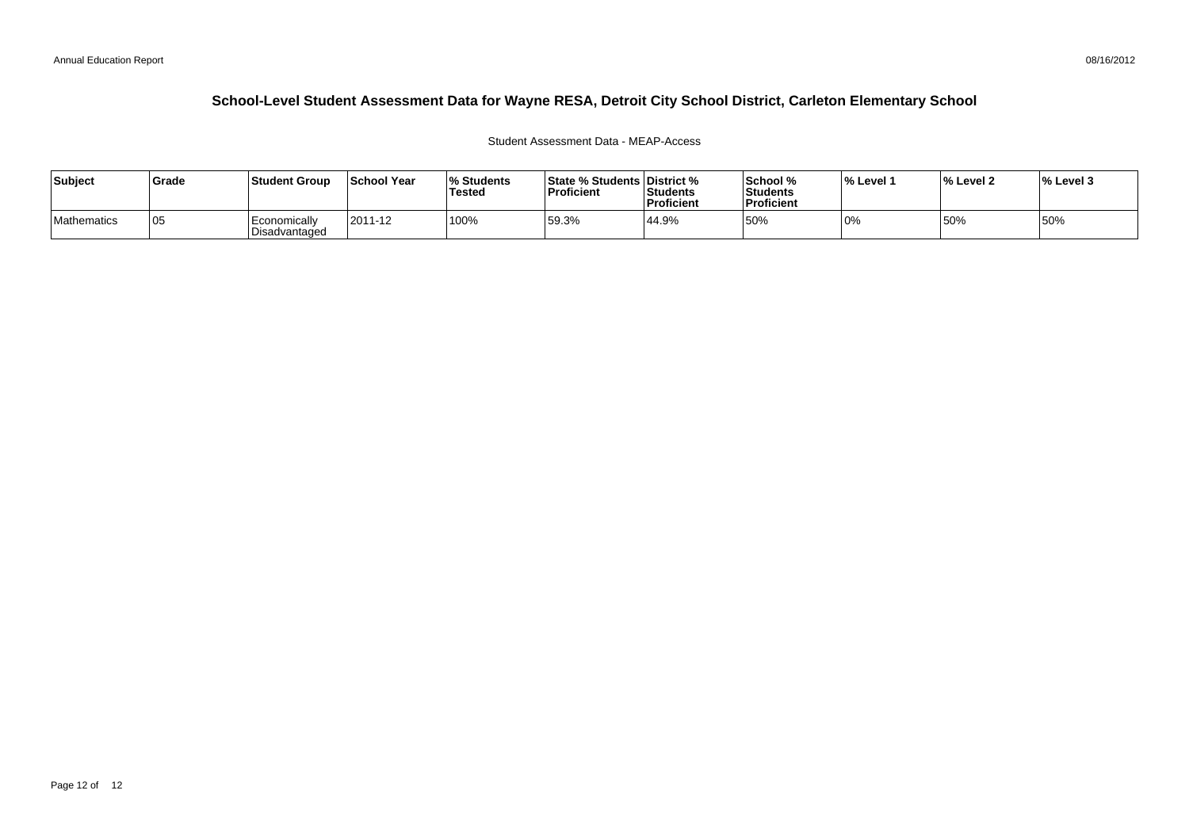# School-Level Student Assessment Data for Wayne RESA, Detroit City School District, Carleton Elementary School

Student Assessment Data - MEAP-Access

| Subject | Grade | Student Group | School Year | % Students Tested | State % Students Proficient | District % Students Proficient | School % Students Proficient | % Level 1 | % Level 2 | % Level 3 |
|---|---|---|---|---|---|---|---|---|---|---|
| Mathematics | 05 | Economically Disadvantaged | 2011-12 | 100% | 59.3% | 44.9% | 50% | 0% | 50% | 50% |